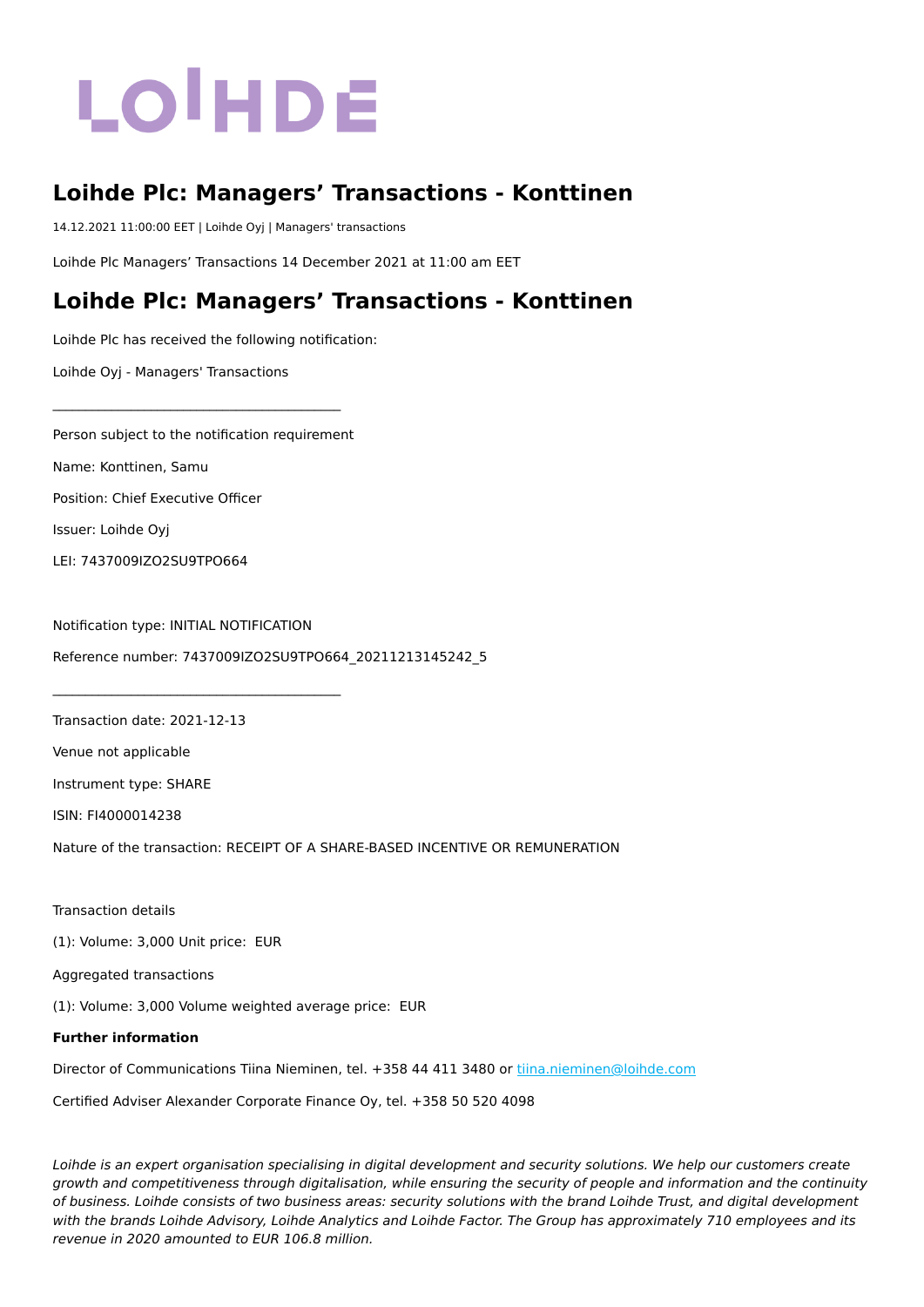LOIHDE

# Loihde Plc: Managers' Transactions - Konttinen

14.12.2021 11:00:00 EET | Loihde Oyj | Managers' transactions

Loihde Plc Managers' Transactions 14 December 2021 at 11:00 am EET

# Loihde Plc: Managers' Transactions - Konttinen

Loihde Plc has received the following notification:

Loihde Oyj - Managers' Transactions

____________________________________________

Person subject to the notification requirement

Name: Konttinen, Samu

Position: Chief Executive Officer

Issuer: Loihde Oyj

LEI: 7437009IZO2SU9TPO664

Notification type: INITIAL NOTIFICATION

Reference number: 7437009IZO2SU9TPO664_20211213145242_5

____________________________________________

Transaction date: 2021-12-13

Venue not applicable

Instrument type: SHARE

ISIN: FI4000014238

Nature of the transaction: RECEIPT OF A SHARE-BASED INCENTIVE OR REMUNERATION

Transaction details

(1): Volume: 3,000 Unit price:  EUR

Aggregated transactions

(1): Volume: 3,000 Volume weighted average price:  EUR

**Further information**

Director of Communications Tiina Nieminen, tel. +358 44 411 3480 or tiina.nieminen@loihde.com

Certified Adviser Alexander Corporate Finance Oy, tel. +358 50 520 4098

*Loihde is an expert organisation specialising in digital development and security solutions. We help our customers create growth and competitiveness through digitalisation, while ensuring the security of people and information and the continuity of business. Loihde consists of two business areas: security solutions with the brand Loihde Trust, and digital development with the brands Loihde Advisory, Loihde Analytics and Loihde Factor. The Group has approximately 710 employees and its revenue in 2020 amounted to EUR 106.8 million.*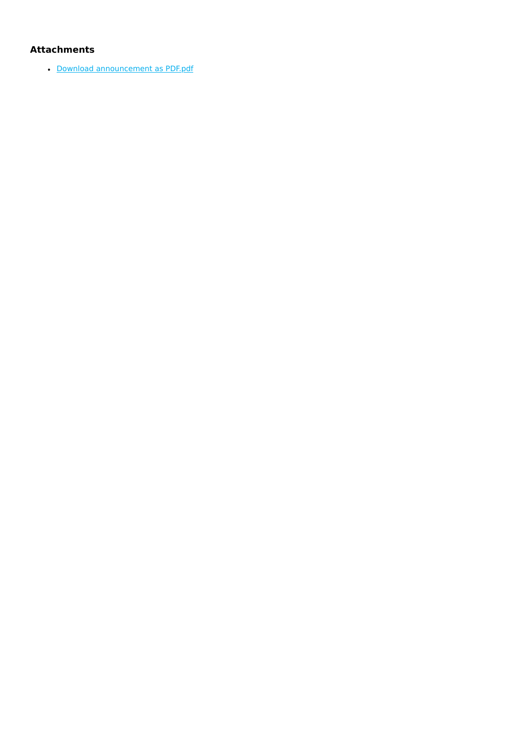### Attachments

- Download announcement as PDF.pdf